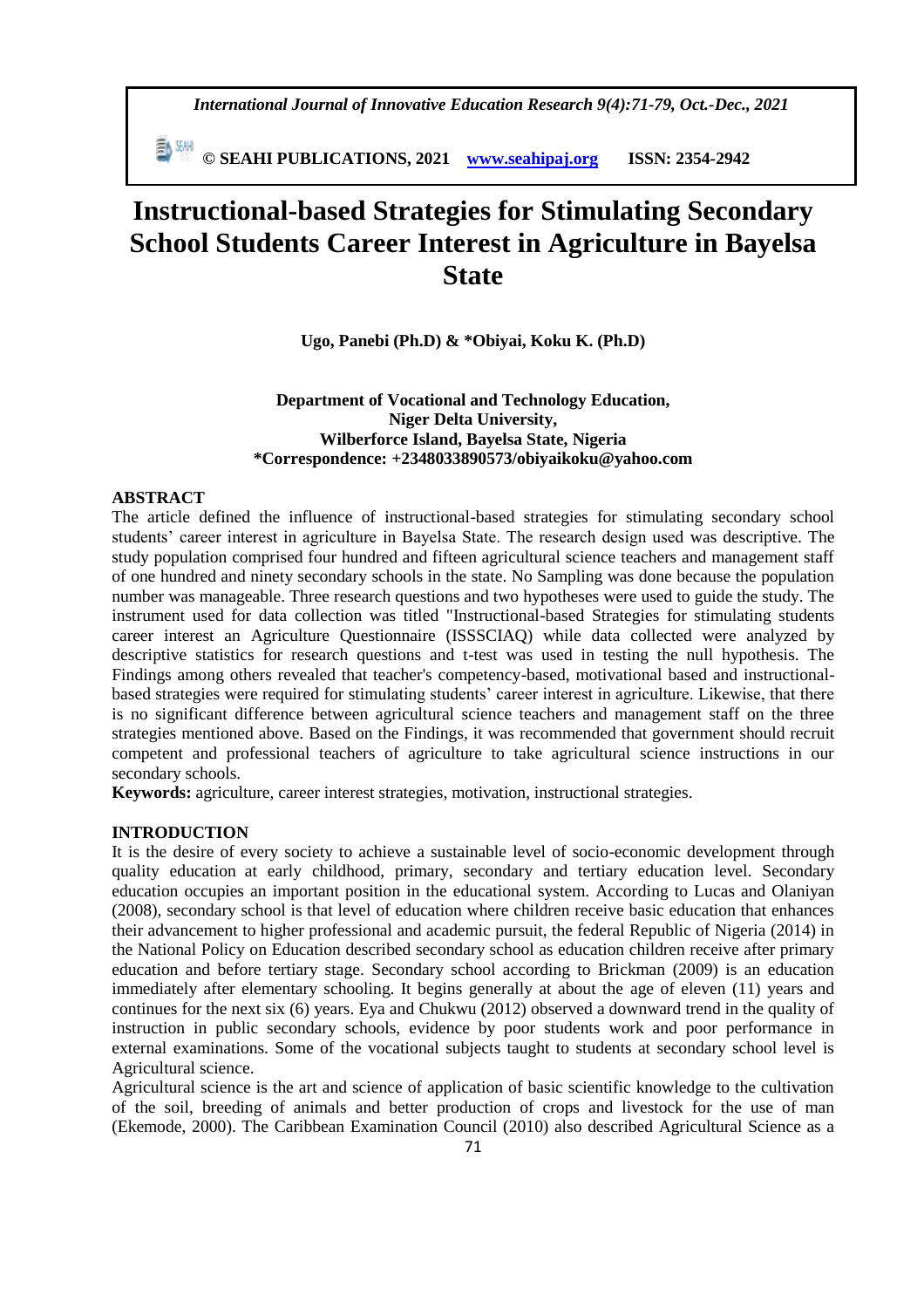# Instructional-based Strategies for Stimulating Secondary School Students Career Interest in Agriculture in Bayelsa State

**Ugo, Panebi (Ph.D) & \*Obiyai, Koku K. (Ph.D)**

**Department of Vocational and Technology Education,**
**Niger Delta University,**
**Wilberforce Island, Bayelsa State, Nigeria**
**\*Correspondence: +2348033890573/obiyaikoku@yahoo.com**

## ABSTRACT

The article defined the influence of instructional-based strategies for stimulating secondary school students' career interest in agriculture in Bayelsa State. The research design used was descriptive. The study population comprised four hundred and fifteen agricultural science teachers and management staff of one hundred and ninety secondary schools in the state. No Sampling was done because the population number was manageable. Three research questions and two hypotheses were used to guide the study. The instrument used for data collection was titled "Instructional-based Strategies for stimulating students career interest an Agriculture Questionnaire (ISSSCIAQ) while data collected were analyzed by descriptive statistics for research questions and t-test was used in testing the null hypothesis. The Findings among others revealed that teacher's competency-based, motivational based and instructional-based strategies were required for stimulating students' career interest in agriculture. Likewise, that there is no significant difference between agricultural science teachers and management staff on the three strategies mentioned above. Based on the Findings, it was recommended that government should recruit competent and professional teachers of agriculture to take agricultural science instructions in our secondary schools.

**Keywords:** agriculture, career interest strategies, motivation, instructional strategies.

## INTRODUCTION

It is the desire of every society to achieve a sustainable level of socio-economic development through quality education at early childhood, primary, secondary and tertiary education level. Secondary education occupies an important position in the educational system. According to Lucas and Olaniyan (2008), secondary school is that level of education where children receive basic education that enhances their advancement to higher professional and academic pursuit, the federal Republic of Nigeria (2014) in the National Policy on Education described secondary school as education children receive after primary education and before tertiary stage. Secondary school according to Brickman (2009) is an education immediately after elementary schooling. It begins generally at about the age of eleven (11) years and continues for the next six (6) years. Eya and Chukwu (2012) observed a downward trend in the quality of instruction in public secondary schools, evidence by poor students work and poor performance in external examinations. Some of the vocational subjects taught to students at secondary school level is Agricultural science.

Agricultural science is the art and science of application of basic scientific knowledge to the cultivation of the soil, breeding of animals and better production of crops and livestock for the use of man (Ekemode, 2000). The Caribbean Examination Council (2010) also described Agricultural Science as a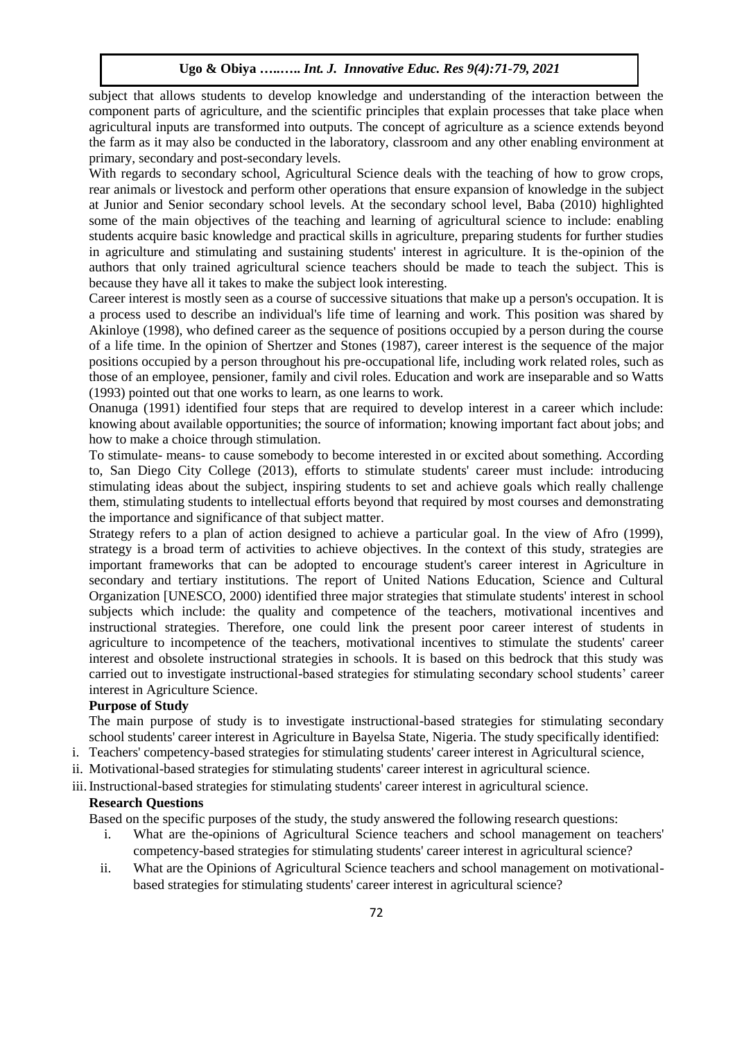subject that allows students to develop knowledge and understanding of the interaction between the component parts of agriculture, and the scientific principles that explain processes that take place when agricultural inputs are transformed into outputs. The concept of agriculture as a science extends beyond the farm as it may also be conducted in the laboratory, classroom and any other enabling environment at primary, secondary and post-secondary levels.

With regards to secondary school, Agricultural Science deals with the teaching of how to grow crops, rear animals or livestock and perform other operations that ensure expansion of knowledge in the subject at Junior and Senior secondary school levels. At the secondary school level, Baba (2010) highlighted some of the main objectives of the teaching and learning of agricultural science to include: enabling students acquire basic knowledge and practical skills in agriculture, preparing students for further studies in agriculture and stimulating and sustaining students' interest in agriculture. It is the-opinion of the authors that only trained agricultural science teachers should be made to teach the subject. This is because they have all it takes to make the subject look interesting.

Career interest is mostly seen as a course of successive situations that make up a person's occupation. It is a process used to describe an individual's life time of learning and work. This position was shared by Akinloye (1998), who defined career as the sequence of positions occupied by a person during the course of a life time. In the opinion of Shertzer and Stones (1987), career interest is the sequence of the major positions occupied by a person throughout his pre-occupational life, including work related roles, such as those of an employee, pensioner, family and civil roles. Education and work are inseparable and so Watts (1993) pointed out that one works to learn, as one learns to work.

Onanuga (1991) identified four steps that are required to develop interest in a career which include: knowing about available opportunities; the source of information; knowing important fact about jobs; and how to make a choice through stimulation.

To stimulate- means- to cause somebody to become interested in or excited about something. According to, San Diego City College (2013), efforts to stimulate students' career must include: introducing stimulating ideas about the subject, inspiring students to set and achieve goals which really challenge them, stimulating students to intellectual efforts beyond that required by most courses and demonstrating the importance and significance of that subject matter.

Strategy refers to a plan of action designed to achieve a particular goal. In the view of Afro (1999), strategy is a broad term of activities to achieve objectives. In the context of this study, strategies are important frameworks that can be adopted to encourage student's career interest in Agriculture in secondary and tertiary institutions. The report of United Nations Education, Science and Cultural Organization [UNESCO, 2000) identified three major strategies that stimulate students' interest in school subjects which include: the quality and competence of the teachers, motivational incentives and instructional strategies. Therefore, one could link the present poor career interest of students in agriculture to incompetence of the teachers, motivational incentives to stimulate the students' career interest and obsolete instructional strategies in schools. It is based on this bedrock that this study was carried out to investigate instructional-based strategies for stimulating secondary school students' career interest in Agriculture Science.

### Purpose of Study

The main purpose of study is to investigate instructional-based strategies for stimulating secondary school students' career interest in Agriculture in Bayelsa State, Nigeria. The study specifically identified:

i. Teachers' competency-based strategies for stimulating students' career interest in Agricultural science,
ii. Motivational-based strategies for stimulating students' career interest in agricultural science.
iii. Instructional-based strategies for stimulating students' career interest in agricultural science.

### Research Questions

Based on the specific purposes of the study, the study answered the following research questions:

i. What are the-opinions of Agricultural Science teachers and school management on teachers' competency-based strategies for stimulating students' career interest in agricultural science?
ii. What are the Opinions of Agricultural Science teachers and school management on motivational-based strategies for stimulating students' career interest in agricultural science?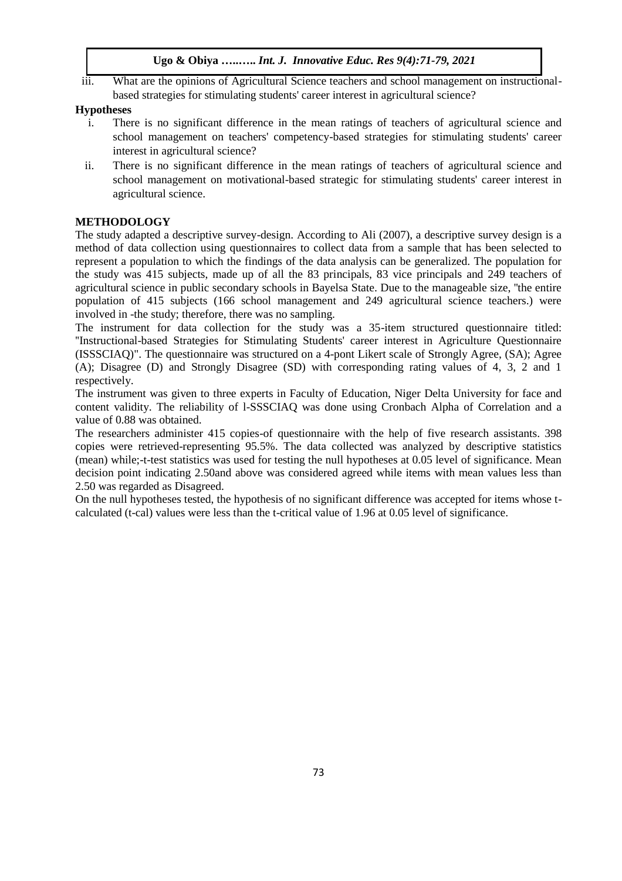iii. What are the opinions of Agricultural Science teachers and school management on instructional-based strategies for stimulating students' career interest in agricultural science?

**Hypotheses**

i. There is no significant difference in the mean ratings of teachers of agricultural science and school management on teachers' competency-based strategies for stimulating students' career interest in agricultural science?

ii. There is no significant difference in the mean ratings of teachers of agricultural science and school management on motivational-based strategic for stimulating students' career interest in agricultural science.

## METHODOLOGY

The study adapted a descriptive survey-design. According to Ali (2007), a descriptive survey design is a method of data collection using questionnaires to collect data from a sample that has been selected to represent a population to which the findings of the data analysis can be generalized. The population for the study was 415 subjects, made up of all the 83 principals, 83 vice principals and 249 teachers of agricultural science in public secondary schools in Bayelsa State. Due to the manageable size, "the entire population of 415 subjects (166 school management and 249 agricultural science teachers.) were involved in -the study; therefore, there was no sampling.

The instrument for data collection for the study was a 35-item structured questionnaire titled: "Instructional-based Strategies for Stimulating Students' career interest in Agriculture Questionnaire (ISSSCIAQ)". The questionnaire was structured on a 4-pont Likert scale of Strongly Agree, (SA); Agree (A); Disagree (D) and Strongly Disagree (SD) with corresponding rating values of 4, 3, 2 and 1 respectively.

The instrument was given to three experts in Faculty of Education, Niger Delta University for face and content validity. The reliability of l-SSSCIAQ was done using Cronbach Alpha of Correlation and a value of 0.88 was obtained.

The researchers administer 415 copies-of questionnaire with the help of five research assistants. 398 copies were retrieved-representing 95.5%. The data collected was analyzed by descriptive statistics (mean) while;-t-test statistics was used for testing the null hypotheses at 0.05 level of significance. Mean decision point indicating 2.50and above was considered agreed while items with mean values less than 2.50 was regarded as Disagreed.

On the null hypotheses tested, the hypothesis of no significant difference was accepted for items whose t-calculated (t-cal) values were less than the t-critical value of 1.96 at 0.05 level of significance.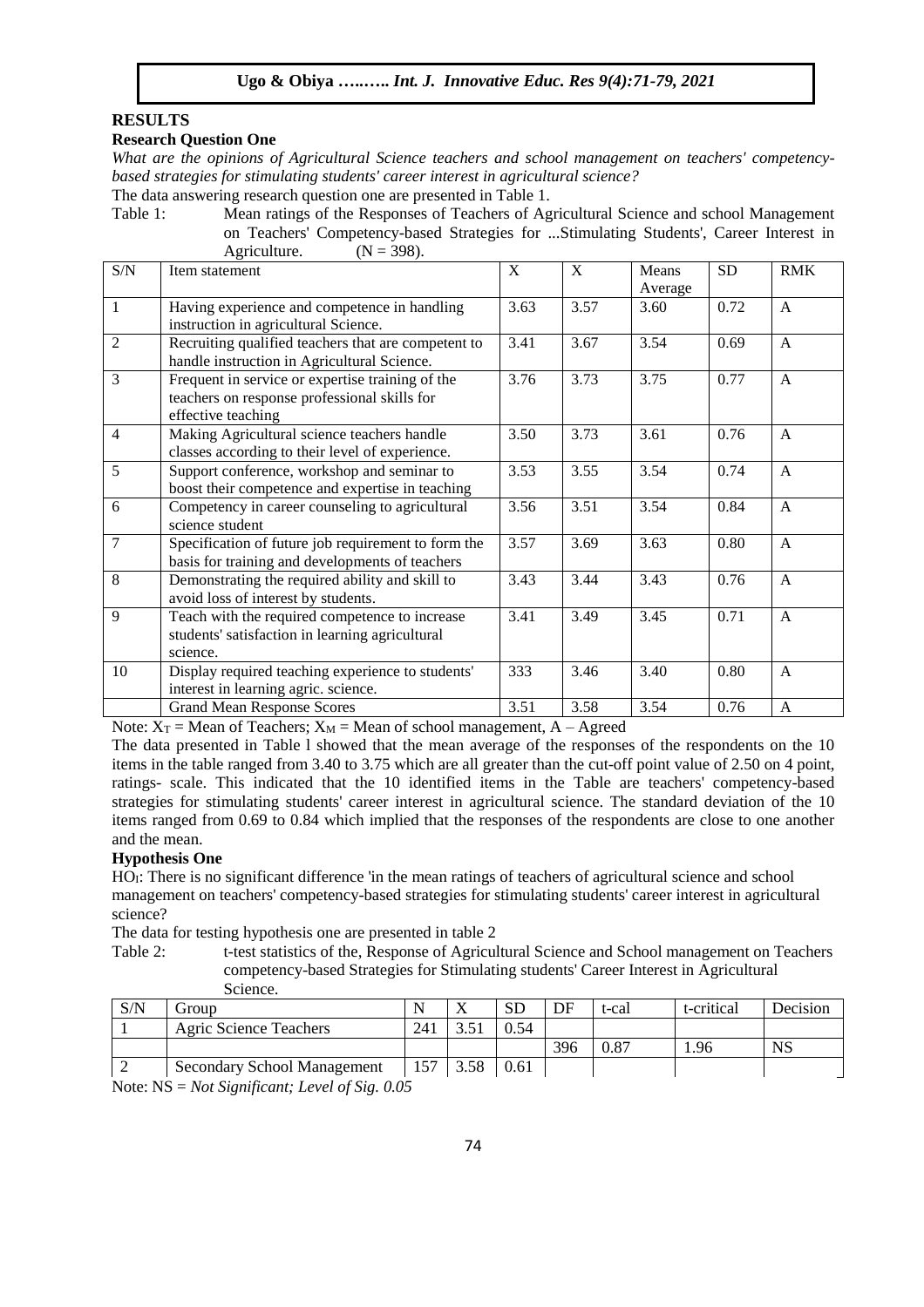## RESULTS

### Research Question One

*What are the opinions of Agricultural Science teachers and school management on teachers' competency-based strategies for stimulating students' career interest in agricultural science?*

The data answering research question one are presented in Table 1.

Table 1: Mean ratings of the Responses of Teachers of Agricultural Science and school Management on Teachers' Competency-based Strategies for ...Stimulating Students', Career Interest in Agriculture. (N = 398).

| S/N | Item statement | X | X | Means Average | SD | RMK |
|---|---|---|---|---|---|---|
| 1 | Having experience and competence in handling instruction in agricultural Science. | 3.63 | 3.57 | 3.60 | 0.72 | A |
| 2 | Recruiting qualified teachers that are competent to handle instruction in Agricultural Science. | 3.41 | 3.67 | 3.54 | 0.69 | A |
| 3 | Frequent in service or expertise training of the teachers on response professional skills for effective teaching | 3.76 | 3.73 | 3.75 | 0.77 | A |
| 4 | Making Agricultural science teachers handle classes according to their level of experience. | 3.50 | 3.73 | 3.61 | 0.76 | A |
| 5 | Support conference, workshop and seminar to boost their competence and expertise in teaching | 3.53 | 3.55 | 3.54 | 0.74 | A |
| 6 | Competency in career counseling to agricultural science student | 3.56 | 3.51 | 3.54 | 0.84 | A |
| 7 | Specification of future job requirement to form the basis for training and developments of teachers | 3.57 | 3.69 | 3.63 | 0.80 | A |
| 8 | Demonstrating the required ability and skill to avoid loss of interest by students. | 3.43 | 3.44 | 3.43 | 0.76 | A |
| 9 | Teach with the required competence to increase students' satisfaction in learning agricultural science. | 3.41 | 3.49 | 3.45 | 0.71 | A |
| 10 | Display required teaching experience to students' interest in learning agric. science. | 333 | 3.46 | 3.40 | 0.80 | A |
| | Grand Mean Response Scores | 3.51 | 3.58 | 3.54 | 0.76 | A |

Note: $X_T$ = Mean of Teachers; $X_M$ = Mean of school management, A – Agreed

The data presented in Table l showed that the mean average of the responses of the respondents on the 10 items in the table ranged from 3.40 to 3.75 which are all greater than the cut-off point value of 2.50 on 4 point, ratings- scale. This indicated that the 10 identified items in the Table are teachers' competency-based strategies for stimulating students' career interest in agricultural science. The standard deviation of the 10 items ranged from 0.69 to 0.84 which implied that the responses of the respondents are close to one another and the mean.

### Hypothesis One

$HO_I$: There is no significant difference 'in the mean ratings of teachers of agricultural science and school management on teachers' competency-based strategies for stimulating students' career interest in agricultural science?

The data for testing hypothesis one are presented in table 2

Table 2: t-test statistics of the, Response of Agricultural Science and School management on Teachers competency-based Strategies for Stimulating students' Career Interest in Agricultural Science.

| S/N | Group | N | X | SD | DF | t-cal | t-critical | Decision |
|---|---|---|---|---|---|---|---|---|
| 1 | Agric Science Teachers | 241 | 3.51 | 0.54 | | | | |
| | | | | | 396 | 0.87 | 1.96 | NS |
| 2 | Secondary School Management | 157 | 3.58 | 0.61 | | | | |

Note: NS = *Not Significant; Level of Sig. 0.05*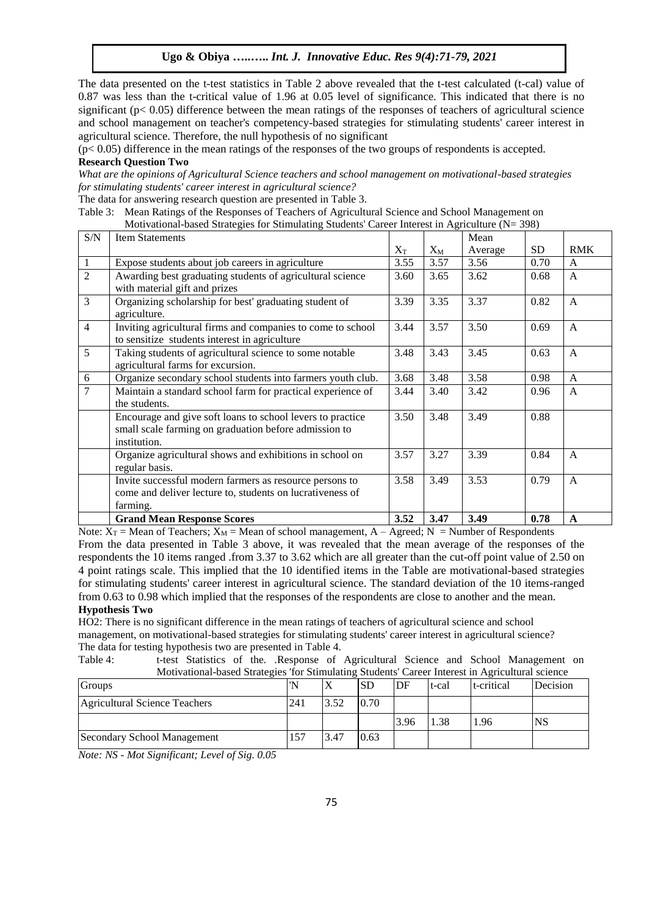The data presented on the t-test statistics in Table 2 above revealed that the t-test calculated (t-cal) value of 0.87 was less than the t-critical value of 1.96 at 0.05 level of significance. This indicated that there is no significant ($p< 0.05$) difference between the mean ratings of the responses of teachers of agricultural science and school management on teacher's competency-based strategies for stimulating students' career interest in agricultural science. Therefore, the null hypothesis of no significant

($p< 0.05$) difference in the mean ratings of the responses of the two groups of respondents is accepted.

**Research Question Two**

*What are the opinions of Agricultural Science teachers and school management on motivational-based strategies for stimulating students' career interest in agricultural science?*

The data for answering research question are presented in Table 3.

Table 3: Mean Ratings of the Responses of Teachers of Agricultural Science and School Management on Motivational-based Strategies for Stimulating Students' Career Interest in Agriculture (N= 398)

| S/N | Item Statements | $X_T$ | $X_M$ | Mean Average | SD | RMK |
|---|---|---|---|---|---|---|
| 1 | Expose students about job careers in agriculture | 3.55 | 3.57 | 3.56 | 0.70 | A |
| 2 | Awarding best graduating students of agricultural science with material gift and prizes | 3.60 | 3.65 | 3.62 | 0.68 | A |
| 3 | Organizing scholarship for best' graduating student of agriculture. | 3.39 | 3.35 | 3.37 | 0.82 | A |
| 4 | Inviting agricultural firms and companies to come to school to sensitize students interest in agriculture | 3.44 | 3.57 | 3.50 | 0.69 | A |
| 5 | Taking students of agricultural science to some notable agricultural farms for excursion. | 3.48 | 3.43 | 3.45 | 0.63 | A |
| 6 | Organize secondary school students into farmers youth club. | 3.68 | 3.48 | 3.58 | 0.98 | A |
| 7 | Maintain a standard school farm for practical experience of the students. | 3.44 | 3.40 | 3.42 | 0.96 | A |
| | Encourage and give soft loans to school levers to practice small scale farming on graduation before admission to institution. | 3.50 | 3.48 | 3.49 | 0.88 | |
| | Organize agricultural shows and exhibitions in school on regular basis. | 3.57 | 3.27 | 3.39 | 0.84 | A |
| | Invite successful modern farmers as resource persons to come and deliver lecture to, students on lucrativeness of farming. | 3.58 | 3.49 | 3.53 | 0.79 | A |
| | **Grand Mean Response Scores** | **3.52** | **3.47** | **3.49** | **0.78** | **A** |

Note: $X_T$ = Mean of Teachers; $X_M$ = Mean of school management, A – Agreed; N = Number of Respondents

From the data presented in Table 3 above, it was revealed that the mean average of the responses of the respondents the 10 items ranged .from 3.37 to 3.62 which are all greater than the cut-off point value of 2.50 on 4 point ratings scale. This implied that the 10 identified items in the Table are motivational-based strategies for stimulating students' career interest in agricultural science. The standard deviation of the 10 items-ranged from 0.63 to 0.98 which implied that the responses of the respondents are close to another and the mean.

**Hypothesis Two**

HO2: There is no significant difference in the mean ratings of teachers of agricultural science and school management, on motivational-based strategies for stimulating students' career interest in agricultural science?

The data for testing hypothesis two are presented in Table 4.

Table 4: t-test Statistics of the. .Response of Agricultural Science and School Management on Motivational-based Strategies 'for Stimulating Students' Career Interest in Agricultural science

| Groups | 'N | X | SD | DF | t-cal | t-critical | Decision |
|---|---|---|---|---|---|---|---|
| Agricultural Science Teachers | 241 | 3.52 | 0.70 | | | | |
| | | | | 3.96 | 1.38 | 1.96 | NS |
| Secondary School Management | 157 | 3.47 | 0.63 | | | | |

*Note: NS - Mot Significant; Level of Sig. 0.05*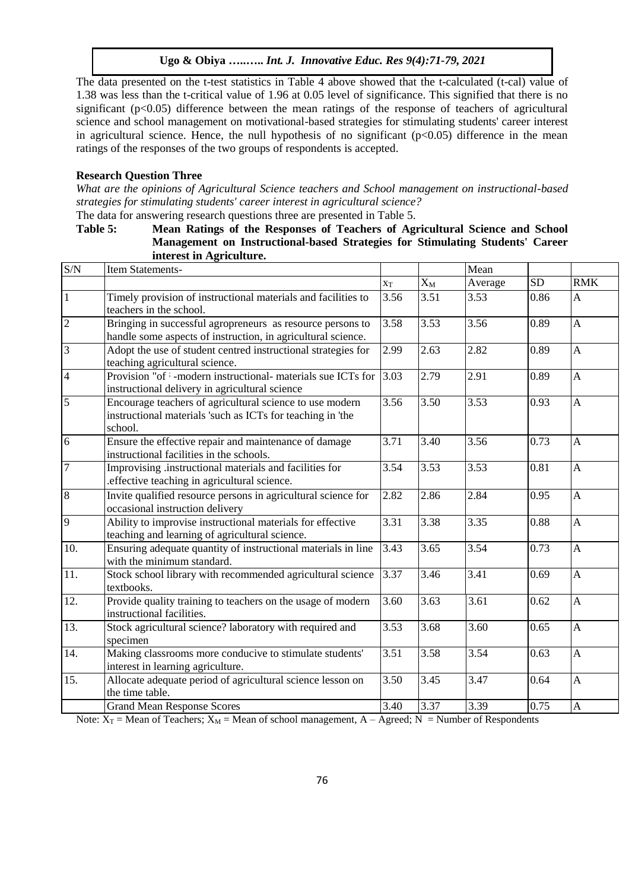The data presented on the t-test statistics in Table 4 above showed that the t-calculated (t-cal) value of 1.38 was less than the t-critical value of 1.96 at 0.05 level of significance. This signified that there is no significant ($p<0.05$) difference between the mean ratings of the response of teachers of agricultural science and school management on motivational-based strategies for stimulating students' career interest in agricultural science. Hence, the null hypothesis of no significant ($p<0.05$) difference in the mean ratings of the responses of the two groups of respondents is accepted.

**Research Question Three**

*What are the opinions of Agricultural Science teachers and School management on instructional-based strategies for stimulating students' career interest in agricultural science?*

The data for answering research questions three are presented in Table 5.

**Table 5: Mean Ratings of the Responses of Teachers of Agricultural Science and School Management on Instructional-based Strategies for Stimulating Students' Career interest in Agriculture.**

| S/N | Item Statements- | | | Mean | | |
|---|---|---|---|---|---|---|
| | | $x_T$ | $X_M$ | Average | SD | RMK |
| 1 | Timely provision of instructional materials and facilities to teachers in the school. | 3.56 | 3.51 | 3.53 | 0.86 | A |
| 2 | Bringing in successful agropreneurs as resource persons to handle some aspects of instruction, in agricultural science. | 3.58 | 3.53 | 3.56 | 0.89 | A |
| 3 | Adopt the use of student centred instructional strategies for teaching agricultural science. | 2.99 | 2.63 | 2.82 | 0.89 | A |
| 4 | Provision "of ; -modern instructional- materials sue ICTs for instructional delivery in agricultural science | 3.03 | 2.79 | 2.91 | 0.89 | A |
| 5 | Encourage teachers of agricultural science to use modern instructional materials 'such as ICTs for teaching in 'the school. | 3.56 | 3.50 | 3.53 | 0.93 | A |
| 6 | Ensure the effective repair and maintenance of damage instructional facilities in the schools. | 3.71 | 3.40 | 3.56 | 0.73 | A |
| 7 | Improvising .instructional materials and facilities for .effective teaching in agricultural science. | 3.54 | 3.53 | 3.53 | 0.81 | A |
| 8 | Invite qualified resource persons in agricultural science for occasional instruction delivery | 2.82 | 2.86 | 2.84 | 0.95 | A |
| 9 | Ability to improvise instructional materials for effective teaching and learning of agricultural science. | 3.31 | 3.38 | 3.35 | 0.88 | A |
| 10. | Ensuring adequate quantity of instructional materials in line with the minimum standard. | 3.43 | 3.65 | 3.54 | 0.73 | A |
| 11. | Stock school library with recommended agricultural science textbooks. | 3.37 | 3.46 | 3.41 | 0.69 | A |
| 12. | Provide quality training to teachers on the usage of modern instructional facilities. | 3.60 | 3.63 | 3.61 | 0.62 | A |
| 13. | Stock agricultural science? laboratory with required and specimen | 3.53 | 3.68 | 3.60 | 0.65 | A |
| 14. | Making classrooms more conducive to stimulate students' interest in learning agriculture. | 3.51 | 3.58 | 3.54 | 0.63 | A |
| 15. | Allocate adequate period of agricultural science lesson on the time table. | 3.50 | 3.45 | 3.47 | 0.64 | A |
| | Grand Mean Response Scores | 3.40 | 3.37 | 3.39 | 0.75 | A |

Note: $X_T$ = Mean of Teachers; $X_M$ = Mean of school management, A – Agreed; N = Number of Respondents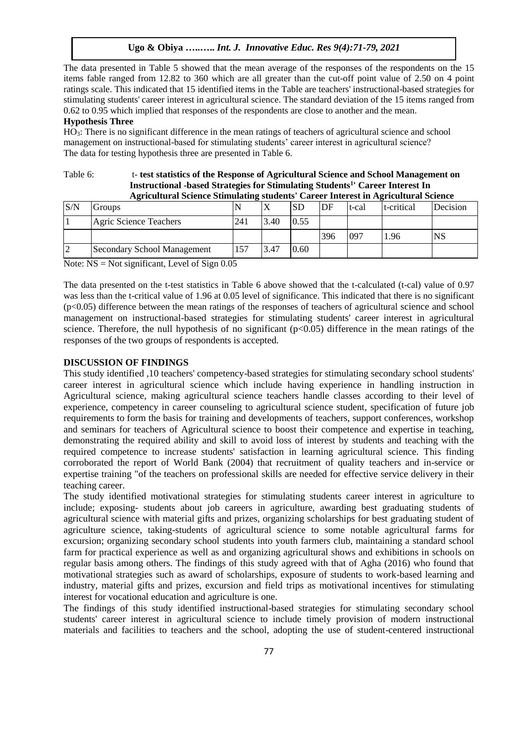The data presented in Table 5 showed that the mean average of the responses of the respondents on the 15 items fable ranged from 12.82 to 360 which are all greater than the cut-off point value of 2.50 on 4 point ratings scale. This indicated that 15 identified items in the Table are teachers' instructional-based strategies for stimulating students' career interest in agricultural science. The standard deviation of the 15 items ranged from 0.62 to 0.95 which implied that responses of the respondents are close to another and the mean.

**Hypothesis Three**

$HO_3$: There is no significant difference in the mean ratings of teachers of agricultural science and school management on instructional-based for stimulating students' career interest in agricultural science?

The data for testing hypothesis three are presented in Table 6.

Table 6: **t- test statistics of the Response of Agricultural Science and School Management on Instructional -based Strategies for Stimulating Students[1]' Career Interest In Agricultural Science Stimulating students' Career Interest in Agricultural Science**

| S/N | Groups | N | X | SD | DF | t-cal | t-critical | Decision |
|---|---|---|---|---|---|---|---|---|
| 1 | Agric Science Teachers | 241 | 3.40 | 0.55 | | | | |
| | | | | | 396 | 097 | 1.96 | NS |
| 2 | Secondary School Management | 157 | 3.47 | 0.60 | | | | |

Note: NS = Not significant, Level of Sign 0.05

The data presented on the t-test statistics in Table 6 above showed that the t-calculated (t-cal) value of 0.97 was less than the t-critical value of 1.96 at 0.05 level of significance. This indicated that there is no significant ($p<0.05$) difference between the mean ratings of the responses of teachers of agricultural science and school management on instructional-based strategies for stimulating students' career interest in agricultural science. Therefore, the null hypothesis of no significant ($p<0.05$) difference in the mean ratings of the responses of the two groups of respondents is accepted.

**DISCUSSION OF FINDINGS**

This study identified ,10 teachers' competency-based strategies for stimulating secondary school students' career interest in agricultural science which include having experience in handling instruction in Agricultural science, making agricultural science teachers handle classes according to their level of experience, competency in career counseling to agricultural science student, specification of future job requirements to form the basis for training and developments of teachers, support conferences, workshop and seminars for teachers of Agricultural science to boost their competence and expertise in teaching, demonstrating the required ability and skill to avoid loss of interest by students and teaching with the required competence to increase students' satisfaction in learning agricultural science. This finding corroborated the report of World Bank (2004) that recruitment of quality teachers and in-service or expertise training "of the teachers on professional skills are needed for effective service delivery in their teaching career.

The study identified motivational strategies for stimulating students career interest in agriculture to include; exposing- students about job careers in agriculture, awarding best graduating students of agricultural science with material gifts and prizes, organizing scholarships for best graduating student of agriculture science, taking-students of agricultural science to some notable agricultural farms for excursion; organizing secondary school students into youth farmers club, maintaining a standard school farm for practical experience as well as and organizing agricultural shows and exhibitions in schools on regular basis among others. The findings of this study agreed with that of Agha (2016) who found that motivational strategies such as award of scholarships, exposure of students to work-based learning and industry, material gifts and prizes, excursion and field trips as motivational incentives for stimulating interest for vocational education and agriculture is one.

The findings of this study identified instructional-based strategies for stimulating secondary school students' career interest in agricultural science to include timely provision of modern instructional materials and facilities to teachers and the school, adopting the use of student-centered instructional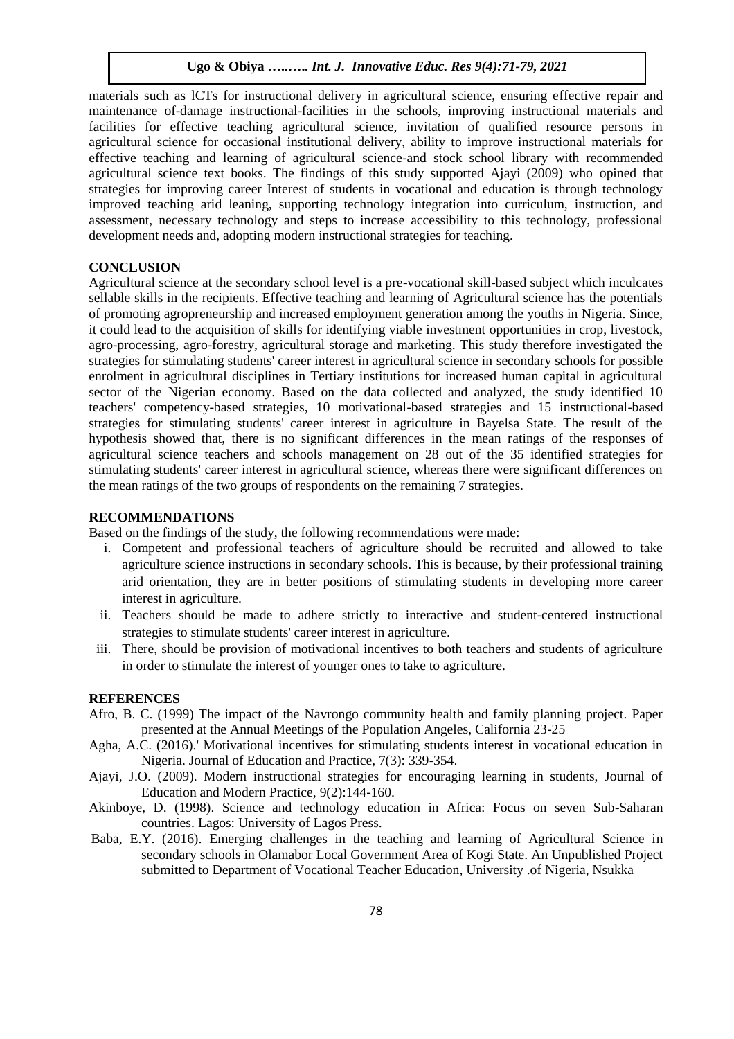materials such as lCTs for instructional delivery in agricultural science, ensuring effective repair and maintenance of-damage instructional-facilities in the schools, improving instructional materials and facilities for effective teaching agricultural science, invitation of qualified resource persons in agricultural science for occasional institutional delivery, ability to improve instructional materials for effective teaching and learning of agricultural science-and stock school library with recommended agricultural science text books. The findings of this study supported Ajayi (2009) who opined that strategies for improving career Interest of students in vocational and education is through technology improved teaching arid leaning, supporting technology integration into curriculum, instruction, and assessment, necessary technology and steps to increase accessibility to this technology, professional development needs and, adopting modern instructional strategies for teaching.

## CONCLUSION

Agricultural science at the secondary school level is a pre-vocational skill-based subject which inculcates sellable skills in the recipients. Effective teaching and learning of Agricultural science has the potentials of promoting agropreneurship and increased employment generation among the youths in Nigeria. Since, it could lead to the acquisition of skills for identifying viable investment opportunities in crop, livestock, agro-processing, agro-forestry, agricultural storage and marketing. This study therefore investigated the strategies for stimulating students' career interest in agricultural science in secondary schools for possible enrolment in agricultural disciplines in Tertiary institutions for increased human capital in agricultural sector of the Nigerian economy. Based on the data collected and analyzed, the study identified 10 teachers' competency-based strategies, 10 motivational-based strategies and 15 instructional-based strategies for stimulating students' career interest in agriculture in Bayelsa State. The result of the hypothesis showed that, there is no significant differences in the mean ratings of the responses of agricultural science teachers and schools management on 28 out of the 35 identified strategies for stimulating students' career interest in agricultural science, whereas there were significant differences on the mean ratings of the two groups of respondents on the remaining 7 strategies.

## RECOMMENDATIONS

Based on the findings of the study, the following recommendations were made:

i. Competent and professional teachers of agriculture should be recruited and allowed to take agriculture science instructions in secondary schools. This is because, by their professional training arid orientation, they are in better positions of stimulating students in developing more career interest in agriculture.

ii. Teachers should be made to adhere strictly to interactive and student-centered instructional strategies to stimulate students' career interest in agriculture.

iii. There, should be provision of motivational incentives to both teachers and students of agriculture in order to stimulate the interest of younger ones to take to agriculture.

## REFERENCES

Afro, B. C. (1999) The impact of the Navrongo community health and family planning project. Paper presented at the Annual Meetings of the Population Angeles, California 23-25

Agha, A.C. (2016).' Motivational incentives for stimulating students interest in vocational education in Nigeria. Journal of Education and Practice, 7(3): 339-354.

Ajayi, J.O. (2009). Modern instructional strategies for encouraging learning in students, Journal of Education and Modern Practice, 9(2):144-160.

Akinboye, D. (1998). Science and technology education in Africa: Focus on seven Sub-Saharan countries. Lagos: University of Lagos Press.

Baba, E.Y. (2016). Emerging challenges in the teaching and learning of Agricultural Science in secondary schools in Olamabor Local Government Area of Kogi State. An Unpublished Project submitted to Department of Vocational Teacher Education, University .of Nigeria, Nsukka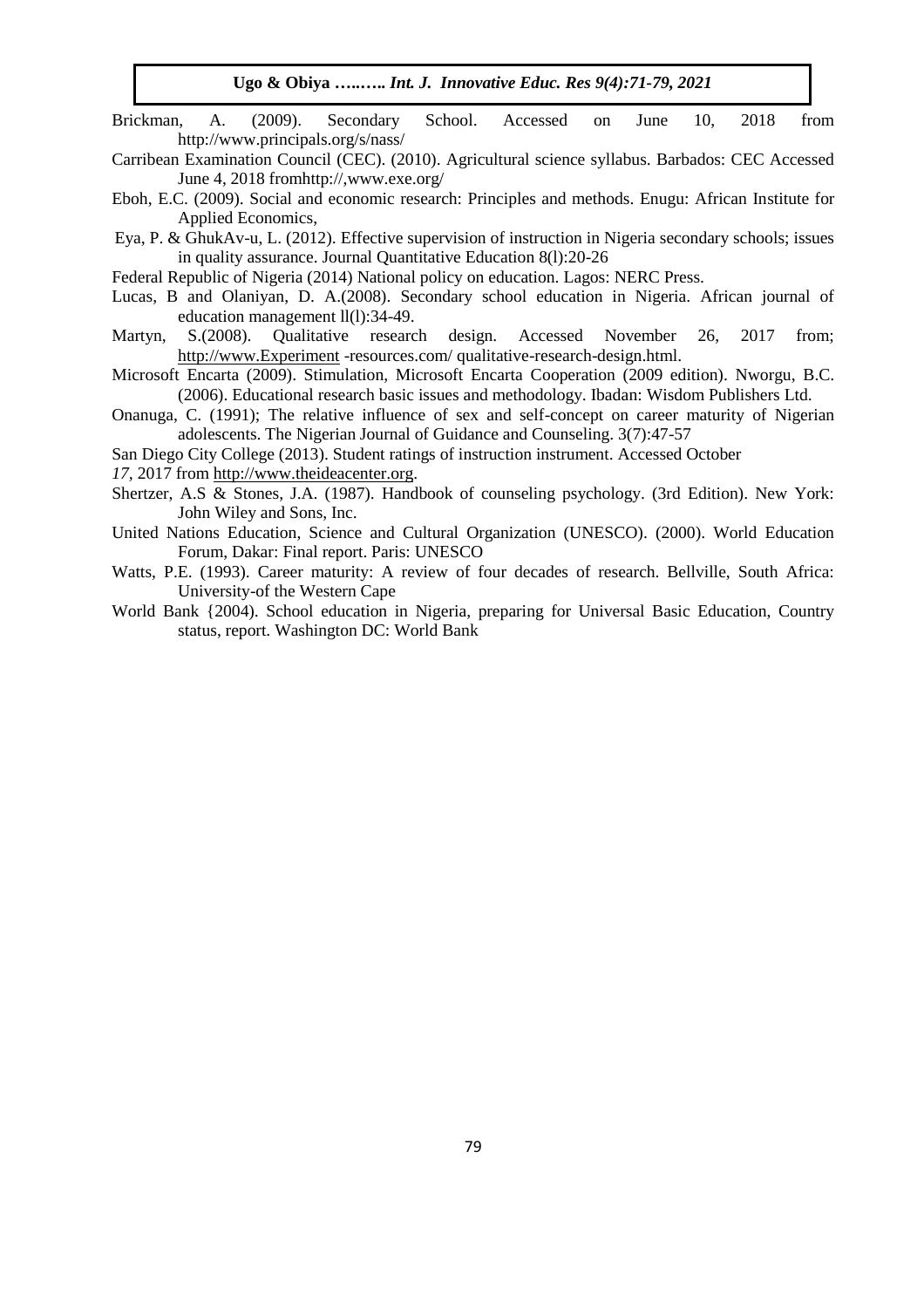Brickman, A. (2009). Secondary School. Accessed on June 10, 2018 from http://www.principals.org/s/nass/

Carribean Examination Council (CEC). (2010). Agricultural science syllabus. Barbados: CEC Accessed June 4, 2018 fromhttp://,www.exe.org/

Eboh, E.C. (2009). Social and economic research: Principles and methods. Enugu: African Institute for Applied Economics,

Eya, P. & GhukAv-u, L. (2012). Effective supervision of instruction in Nigeria secondary schools; issues in quality assurance. Journal Quantitative Education 8(l):20-26

Federal Republic of Nigeria (2014) National policy on education. Lagos: NERC Press.

Lucas, B and Olaniyan, D. A.(2008). Secondary school education in Nigeria. African journal of education management ll(l):34-49.

Martyn, S.(2008). Qualitative research design. Accessed November 26, 2017 from; http://www.Experiment -resources.com/ qualitative-research-design.html.

Microsoft Encarta (2009). Stimulation, Microsoft Encarta Cooperation (2009 edition). Nworgu, B.C. (2006). Educational research basic issues and methodology. Ibadan: Wisdom Publishers Ltd.

Onanuga, C. (1991); The relative influence of sex and self-concept on career maturity of Nigerian adolescents. The Nigerian Journal of Guidance and Counseling. 3(7):47-57

San Diego City College (2013). Student ratings of instruction instrument. Accessed October *17*, 2017 from http://www.theideacenter.org.

Shertzer, A.S & Stones, J.A. (1987). Handbook of counseling psychology. (3rd Edition). New York: John Wiley and Sons, Inc.

United Nations Education, Science and Cultural Organization (UNESCO). (2000). World Education Forum, Dakar: Final report. Paris: UNESCO

Watts, P.E. (1993). Career maturity: A review of four decades of research. Bellville, South Africa: University-of the Western Cape

World Bank {2004). School education in Nigeria, preparing for Universal Basic Education, Country status, report. Washington DC: World Bank